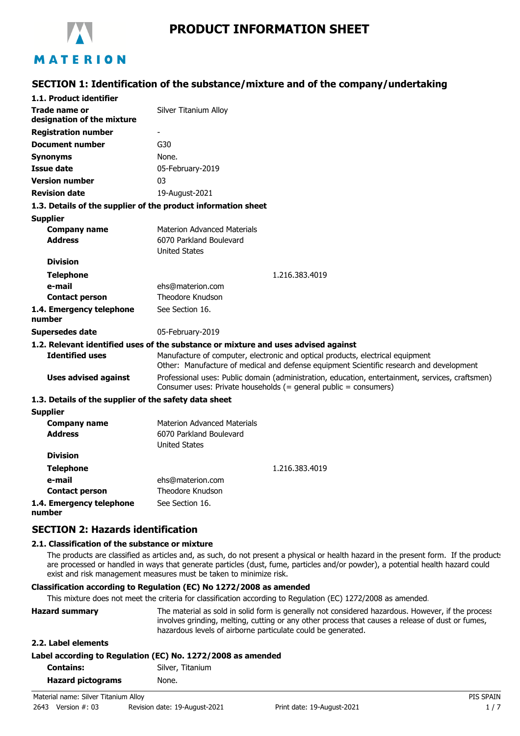# PRODUCT INFORMATION SHEET

## SECTION 1: Identification of the substance/mixture and of the company/undertaking

### 1.1. Product identifier

| | |
|---|---|
| **Trade name or designation of the mixture** | Silver Titanium Alloy |
| **Registration number** | - |
| **Document number** | G30 |
| **Synonyms** | None. |
| **Issue date** | 05-February-2019 |
| **Version number** | 03 |
| **Revision date** | 19-August-2021 |

### 1.3. Details of the supplier of the product information sheet

**Supplier**

| | |
|---|---|
| **Company name** | Materion Advanced Materials |
| **Address** | 6070 Parkland Boulevard<br>United States |
| **Division** | |
| **Telephone** | 1.216.383.4019 |
| **e-mail** | ehs@materion.com |
| **Contact person** | Theodore Knudson |
| **1.4. Emergency telephone number** | See Section 16. |
| **Supersedes date** | 05-February-2019 |

### 1.2. Relevant identified uses of the substance or mixture and uses advised against

| | |
|---|---|
| **Identified uses** | Manufacture of computer, electronic and optical products, electrical equipment<br>Other: Manufacture of medical and defense equipment Scientific research and development |
| **Uses advised against** | Professional uses: Public domain (administration, education, entertainment, services, craftsmen)<br>Consumer uses: Private households (= general public = consumers) |

### 1.3. Details of the supplier of the safety data sheet

**Supplier**

| | |
|---|---|
| **Company name** | Materion Advanced Materials |
| **Address** | 6070 Parkland Boulevard<br>United States |
| **Division** | |
| **Telephone** | 1.216.383.4019 |
| **e-mail** | ehs@materion.com |
| **Contact person** | Theodore Knudson |
| **1.4. Emergency telephone number** | See Section 16. |

## SECTION 2: Hazards identification

### 2.1. Classification of the substance or mixture

The products are classified as articles and, as such, do not present a physical or health hazard in the present form. If the products are processed or handled in ways that generate particles (dust, fume, particles and/or powder), a potential health hazard could exist and risk management measures must be taken to minimize risk.

**Classification according to Regulation (EC) No 1272/2008 as amended**

This mixture does not meet the criteria for classification according to Regulation (EC) 1272/2008 as amended.

| | |
|---|---|
| **Hazard summary** | The material as sold in solid form is generally not considered hazardous. However, if the process involves grinding, melting, cutting or any other process that causes a release of dust or fumes, hazardous levels of airborne particulate could be generated. |

### 2.2. Label elements

**Label according to Regulation (EC) No. 1272/2008 as amended**

| | |
|---|---|
| **Contains:** | Silver, Titanium |
| **Hazard pictograms** | None. |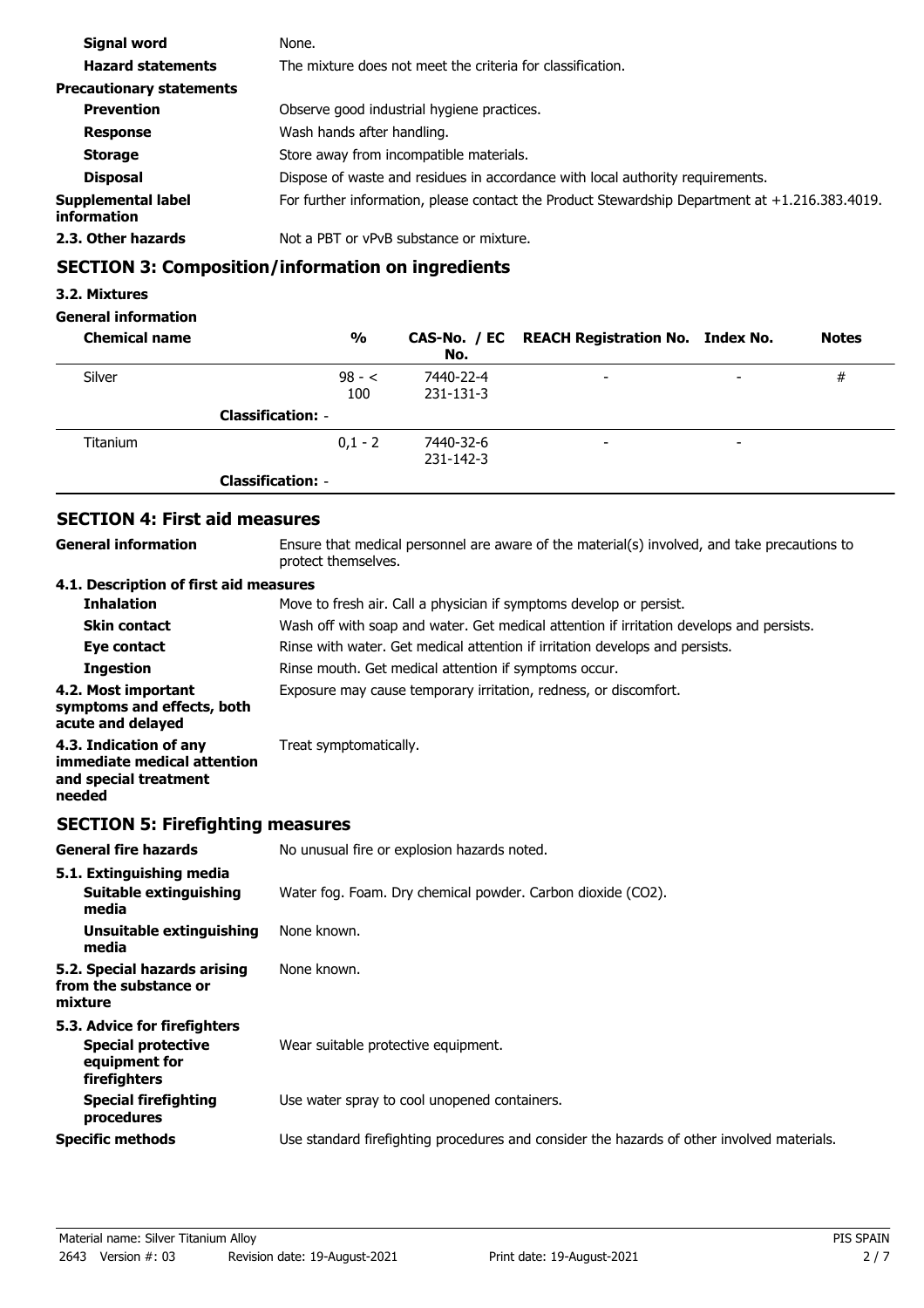| | |
|---|---|
| **Signal word** | None. |
| **Hazard statements** | The mixture does not meet the criteria for classification. |
| **Precautionary statements** | |
| **Prevention** | Observe good industrial hygiene practices. |
| **Response** | Wash hands after handling. |
| **Storage** | Store away from incompatible materials. |
| **Disposal** | Dispose of waste and residues in accordance with local authority requirements. |
| **Supplemental label information** | For further information, please contact the Product Stewardship Department at +1.216.383.4019. |
| **2.3. Other hazards** | Not a PBT or vPvB substance or mixture. |

## SECTION 3: Composition/information on ingredients

### 3.2. Mixtures

**General information**

| Chemical name | % | CAS-No. / EC No. | REACH Registration No. | Index No. | Notes |
|---|---|---|---|---|---|
| Silver | 98 - < 100 | 7440-22-4 231-131-3 | - | - | # |
| **Classification:** - | | | | | |
| Titanium | 0,1 - 2 | 7440-32-6 231-142-3 | - | - | |
| **Classification:** - | | | | | |

## SECTION 4: First aid measures

| | |
|---|---|
| **General information** | Ensure that medical personnel are aware of the material(s) involved, and take precautions to protect themselves. |
| **4.1. Description of first aid measures** | |
| **Inhalation** | Move to fresh air. Call a physician if symptoms develop or persist. |
| **Skin contact** | Wash off with soap and water. Get medical attention if irritation develops and persists. |
| **Eye contact** | Rinse with water. Get medical attention if irritation develops and persists. |
| **Ingestion** | Rinse mouth. Get medical attention if symptoms occur. |
| **4.2. Most important symptoms and effects, both acute and delayed** | Exposure may cause temporary irritation, redness, or discomfort. |
| **4.3. Indication of any immediate medical attention and special treatment needed** | Treat symptomatically. |

## SECTION 5: Firefighting measures

| | |
|---|---|
| **General fire hazards** | No unusual fire or explosion hazards noted. |
| **5.1. Extinguishing media** | |
| **Suitable extinguishing media** | Water fog. Foam. Dry chemical powder. Carbon dioxide ($CO_2$). |
| **Unsuitable extinguishing media** | None known. |
| **5.2. Special hazards arising from the substance or mixture** | None known. |
| **5.3. Advice for firefighters** | |
| **Special protective equipment for firefighters** | Wear suitable protective equipment. |
| **Special firefighting procedures** | Use water spray to cool unopened containers. |
| **Specific methods** | Use standard firefighting procedures and consider the hazards of other involved materials. |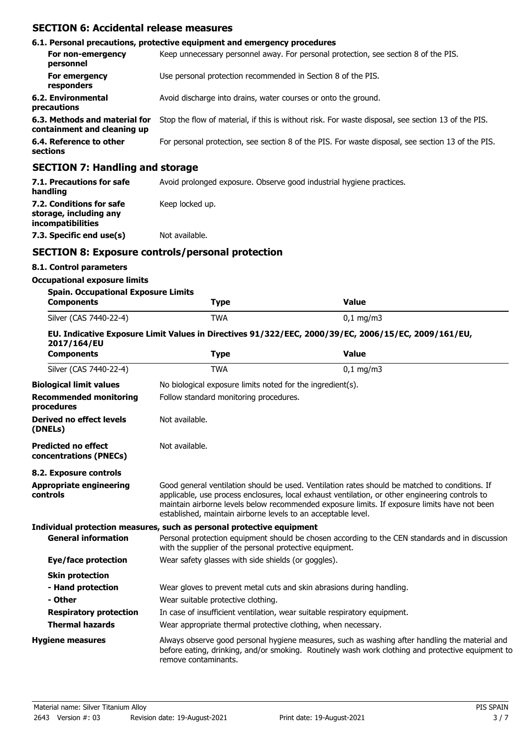## SECTION 6: Accidental release measures

### 6.1. Personal precautions, protective equipment and emergency procedures

| | |
|---|---|
| **For non-emergency personnel** | Keep unnecessary personnel away. For personal protection, see section 8 of the PIS. |
| **For emergency responders** | Use personal protection recommended in Section 8 of the PIS. |
| **6.2. Environmental precautions** | Avoid discharge into drains, water courses or onto the ground. |
| **6.3. Methods and material for containment and cleaning up** | Stop the flow of material, if this is without risk. For waste disposal, see section 13 of the PIS. |
| **6.4. Reference to other sections** | For personal protection, see section 8 of the PIS. For waste disposal, see section 13 of the PIS. |

## SECTION 7: Handling and storage

| | |
|---|---|
| **7.1. Precautions for safe handling** | Avoid prolonged exposure. Observe good industrial hygiene practices. |
| **7.2. Conditions for safe storage, including any incompatibilities** | Keep locked up. |
| **7.3. Specific end use(s)** | Not available. |

## SECTION 8: Exposure controls/personal protection

### 8.1. Control parameters

**Occupational exposure limits**

**Spain. Occupational Exposure Limits**

| Components | Type | Value |
|---|---|---|
| Silver (CAS 7440-22-4) | TWA | 0,1 mg/m3 |

**EU. Indicative Exposure Limit Values in Directives 91/322/EEC, 2000/39/EC, 2006/15/EC, 2009/161/EU, 2017/164/EU**

| Components | Type | Value |
|---|---|---|
| Silver (CAS 7440-22-4) | TWA | 0,1 mg/m3 |

| | |
|---|---|
| **Biological limit values** | No biological exposure limits noted for the ingredient(s). |
| **Recommended monitoring procedures** | Follow standard monitoring procedures. |
| **Derived no effect levels (DNELs)** | Not available. |
| **Predicted no effect concentrations (PNECs)** | Not available. |

### 8.2. Exposure controls

| | |
|---|---|
| **Appropriate engineering controls** | Good general ventilation should be used. Ventilation rates should be matched to conditions. If applicable, use process enclosures, local exhaust ventilation, or other engineering controls to maintain airborne levels below recommended exposure limits. If exposure limits have not been established, maintain airborne levels to an acceptable level. |

**Individual protection measures, such as personal protective equipment**

| | |
|---|---|
| **General information** | Personal protection equipment should be chosen according to the CEN standards and in discussion with the supplier of the personal protective equipment. |
| **Eye/face protection** | Wear safety glasses with side shields (or goggles). |
| **Skin protection** | |
| **- Hand protection** | Wear gloves to prevent metal cuts and skin abrasions during handling. |
| **- Other** | Wear suitable protective clothing. |
| **Respiratory protection** | In case of insufficient ventilation, wear suitable respiratory equipment. |
| **Thermal hazards** | Wear appropriate thermal protective clothing, when necessary. |
| **Hygiene measures** | Always observe good personal hygiene measures, such as washing after handling the material and before eating, drinking, and/or smoking. Routinely wash work clothing and protective equipment to remove contaminants. |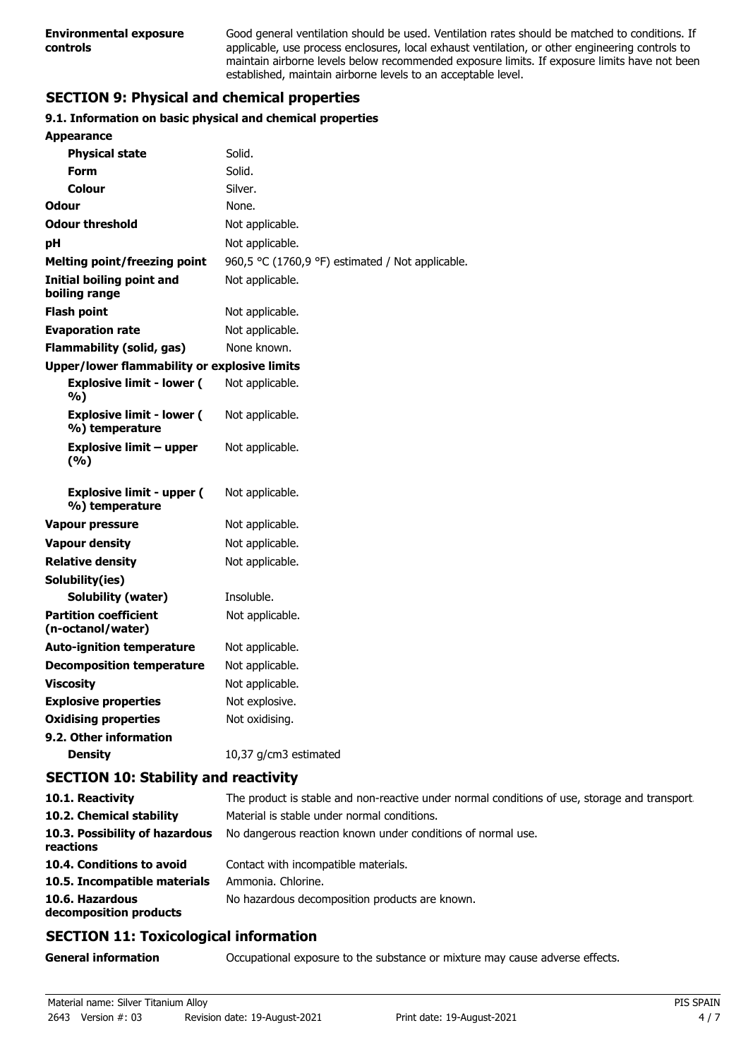| | |
|---|---|
| **Environmental exposure controls** | Good general ventilation should be used. Ventilation rates should be matched to conditions. If applicable, use process enclosures, local exhaust ventilation, or other engineering controls to maintain airborne levels below recommended exposure limits. If exposure limits have not been established, maintain airborne levels to an acceptable level. |

## SECTION 9: Physical and chemical properties

### 9.1. Information on basic physical and chemical properties

| | |
|---|---|
| **Appearance** | |
| **Physical state** | Solid. |
| **Form** | Solid. |
| **Colour** | Silver. |
| **Odour** | None. |
| **Odour threshold** | Not applicable. |
| **pH** | Not applicable. |
| **Melting point/freezing point** | 960,5 °C (1760,9 °F) estimated / Not applicable. |
| **Initial boiling point and boiling range** | Not applicable. |
| **Flash point** | Not applicable. |
| **Evaporation rate** | Not applicable. |
| **Flammability (solid, gas)** | None known. |
| **Upper/lower flammability or explosive limits** | |
| **Explosive limit - lower ( %)** | Not applicable. |
| **Explosive limit - lower ( %) temperature** | Not applicable. |
| **Explosive limit – upper (%)** | Not applicable. |
| **Explosive limit - upper ( %) temperature** | Not applicable. |
| **Vapour pressure** | Not applicable. |
| **Vapour density** | Not applicable. |
| **Relative density** | Not applicable. |
| **Solubility(ies)** | |
| **Solubility (water)** | Insoluble. |
| **Partition coefficient (n-octanol/water)** | Not applicable. |
| **Auto-ignition temperature** | Not applicable. |
| **Decomposition temperature** | Not applicable. |
| **Viscosity** | Not applicable. |
| **Explosive properties** | Not explosive. |
| **Oxidising properties** | Not oxidising. |
| **9.2. Other information** | |
| **Density** | 10,37 g/cm3 estimated |

## SECTION 10: Stability and reactivity

| | |
|---|---|
| **10.1. Reactivity** | The product is stable and non-reactive under normal conditions of use, storage and transport. |
| **10.2. Chemical stability** | Material is stable under normal conditions. |
| **10.3. Possibility of hazardous reactions** | No dangerous reaction known under conditions of normal use. |
| **10.4. Conditions to avoid** | Contact with incompatible materials. |
| **10.5. Incompatible materials** | Ammonia. Chlorine. |
| **10.6. Hazardous decomposition products** | No hazardous decomposition products are known. |

## SECTION 11: Toxicological information

| | |
|---|---|
| **General information** | Occupational exposure to the substance or mixture may cause adverse effects. |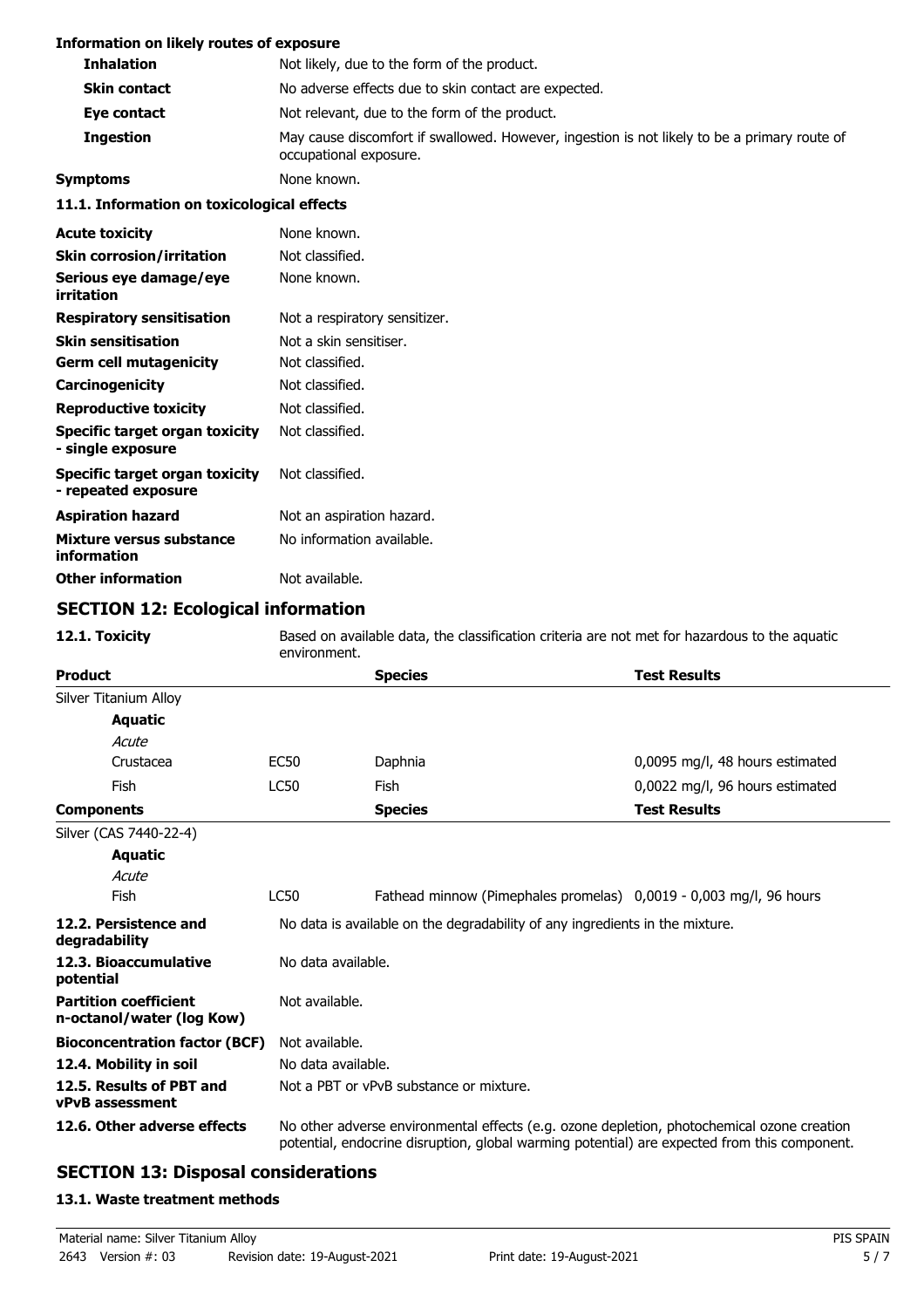**Information on likely routes of exposure**

| | |
|---|---|
| **Inhalation** | Not likely, due to the form of the product. |
| **Skin contact** | No adverse effects due to skin contact are expected. |
| **Eye contact** | Not relevant, due to the form of the product. |
| **Ingestion** | May cause discomfort if swallowed. However, ingestion is not likely to be a primary route of occupational exposure. |
| **Symptoms** | None known. |

**11.1. Information on toxicological effects**

| | |
|---|---|
| **Acute toxicity** | None known. |
| **Skin corrosion/irritation** | Not classified. |
| **Serious eye damage/eye irritation** | None known. |
| **Respiratory sensitisation** | Not a respiratory sensitizer. |
| **Skin sensitisation** | Not a skin sensitiser. |
| **Germ cell mutagenicity** | Not classified. |
| **Carcinogenicity** | Not classified. |
| **Reproductive toxicity** | Not classified. |
| **Specific target organ toxicity - single exposure** | Not classified. |
| **Specific target organ toxicity - repeated exposure** | Not classified. |
| **Aspiration hazard** | Not an aspiration hazard. |
| **Mixture versus substance information** | No information available. |
| **Other information** | Not available. |

## SECTION 12: Ecological information

**12.1. Toxicity** Based on available data, the classification criteria are not met for hazardous to the aquatic environment.

| **Product** | | **Species** | **Test Results** |
|---|---|---|---|
| Silver Titanium Alloy | | | |
| **Aquatic** | | | |
| *Acute* | | | |
| Crustacea | EC50 | Daphnia | 0,0095 mg/l, 48 hours estimated |
| Fish | LC50 | Fish | 0,0022 mg/l, 96 hours estimated |

| **Components** | | **Species** | **Test Results** |
|---|---|---|---|
| Silver (CAS 7440-22-4) | | | |
| **Aquatic** | | | |
| *Acute* | | | |
| Fish | LC50 | Fathead minnow (Pimephales promelas) | 0,0019 - 0,003 mg/l, 96 hours |

| | |
|---|---|
| **12.2. Persistence and degradability** | No data is available on the degradability of any ingredients in the mixture. |
| **12.3. Bioaccumulative potential** | No data available. |
| **Partition coefficient n-octanol/water (log Kow)** | Not available. |
| **Bioconcentration factor (BCF)** | Not available. |
| **12.4. Mobility in soil** | No data available. |
| **12.5. Results of PBT and vPvB assessment** | Not a PBT or vPvB substance or mixture. |
| **12.6. Other adverse effects** | No other adverse environmental effects (e.g. ozone depletion, photochemical ozone creation potential, endocrine disruption, global warming potential) are expected from this component. |

## SECTION 13: Disposal considerations

**13.1. Waste treatment methods**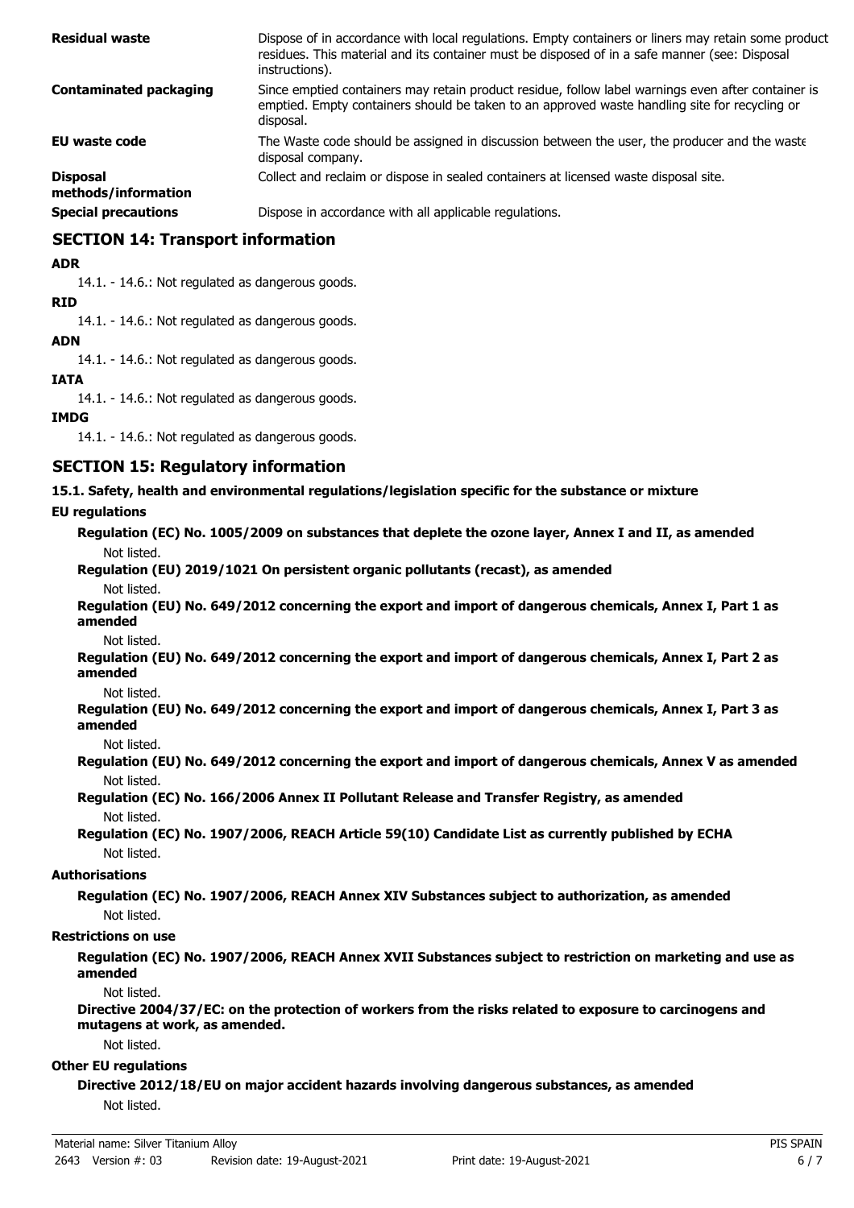| | |
|---|---|
| **Residual waste** | Dispose of in accordance with local regulations. Empty containers or liners may retain some product residues. This material and its container must be disposed of in a safe manner (see: Disposal instructions). |
| **Contaminated packaging** | Since emptied containers may retain product residue, follow label warnings even after container is emptied. Empty containers should be taken to an approved waste handling site for recycling or disposal. |
| **EU waste code** | The Waste code should be assigned in discussion between the user, the producer and the waste disposal company. |
| **Disposal methods/information** | Collect and reclaim or dispose in sealed containers at licensed waste disposal site. |
| **Special precautions** | Dispose in accordance with all applicable regulations. |

## SECTION 14: Transport information

**ADR**

14.1. - 14.6.: Not regulated as dangerous goods.

**RID**

14.1. - 14.6.: Not regulated as dangerous goods.

**ADN**

14.1. - 14.6.: Not regulated as dangerous goods.

**IATA**

14.1. - 14.6.: Not regulated as dangerous goods.

**IMDG**

14.1. - 14.6.: Not regulated as dangerous goods.

## SECTION 15: Regulatory information

**15.1. Safety, health and environmental regulations/legislation specific for the substance or mixture**

**EU regulations**

**Regulation (EC) No. 1005/2009 on substances that deplete the ozone layer, Annex I and II, as amended**

Not listed.

**Regulation (EU) 2019/1021 On persistent organic pollutants (recast), as amended**

Not listed.

**Regulation (EU) No. 649/2012 concerning the export and import of dangerous chemicals, Annex I, Part 1 as amended**

Not listed.

**Regulation (EU) No. 649/2012 concerning the export and import of dangerous chemicals, Annex I, Part 2 as amended**

Not listed.

**Regulation (EU) No. 649/2012 concerning the export and import of dangerous chemicals, Annex I, Part 3 as amended**

Not listed.

**Regulation (EU) No. 649/2012 concerning the export and import of dangerous chemicals, Annex V as amended**

Not listed.

**Regulation (EC) No. 166/2006 Annex II Pollutant Release and Transfer Registry, as amended**

Not listed.

**Regulation (EC) No. 1907/2006, REACH Article 59(10) Candidate List as currently published by ECHA**

Not listed.

**Authorisations**

**Regulation (EC) No. 1907/2006, REACH Annex XIV Substances subject to authorization, as amended**

Not listed.

**Restrictions on use**

**Regulation (EC) No. 1907/2006, REACH Annex XVII Substances subject to restriction on marketing and use as amended**

Not listed.

**Directive 2004/37/EC: on the protection of workers from the risks related to exposure to carcinogens and mutagens at work, as amended.**

Not listed.

**Other EU regulations**

**Directive 2012/18/EU on major accident hazards involving dangerous substances, as amended**

Not listed.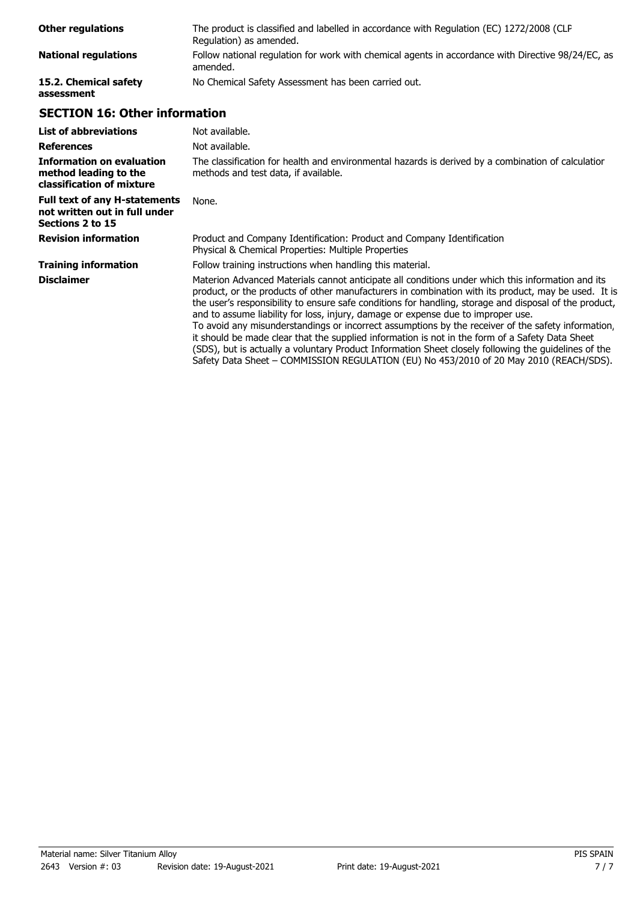| | |
|---|---|
| **Other regulations** | The product is classified and labelled in accordance with Regulation (EC) 1272/2008 (CLP Regulation) as amended. |
| **National regulations** | Follow national regulation for work with chemical agents in accordance with Directive 98/24/EC, as amended. |
| **15.2. Chemical safety assessment** | No Chemical Safety Assessment has been carried out. |

## SECTION 16: Other information

| | |
|---|---|
| **List of abbreviations** | Not available. |
| **References** | Not available. |
| **Information on evaluation method leading to the classification of mixture** | The classification for health and environmental hazards is derived by a combination of calculation methods and test data, if available. |
| **Full text of any H-statements not written out in full under Sections 2 to 15** | None. |
| **Revision information** | Product and Company Identification: Product and Company Identification<br>Physical & Chemical Properties: Multiple Properties |
| **Training information** | Follow training instructions when handling this material. |
| **Disclaimer** | Materion Advanced Materials cannot anticipate all conditions under which this information and its product, or the products of other manufacturers in combination with its product, may be used. It is the user's responsibility to ensure safe conditions for handling, storage and disposal of the product, and to assume liability for loss, injury, damage or expense due to improper use.<br>To avoid any misunderstandings or incorrect assumptions by the receiver of the safety information, it should be made clear that the supplied information is not in the form of a Safety Data Sheet (SDS), but is actually a voluntary Product Information Sheet closely following the guidelines of the Safety Data Sheet – COMMISSION REGULATION (EU) No 453/2010 of 20 May 2010 (REACH/SDS). |